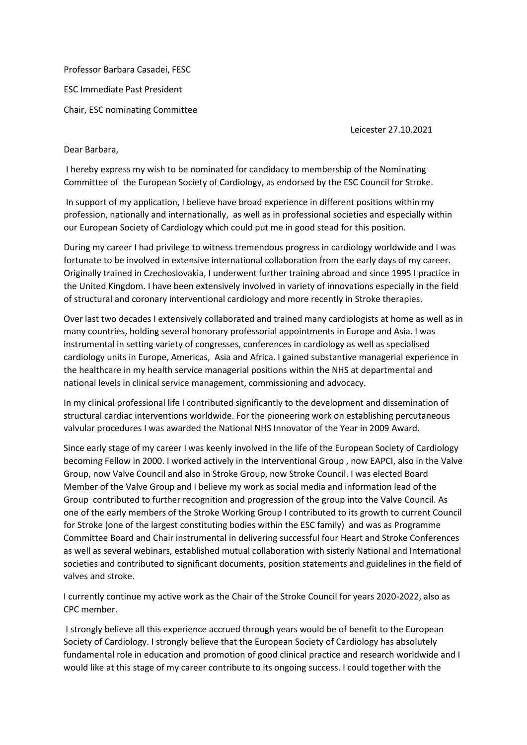Professor Barbara Casadei, FESC

ESC Immediate Past President

Chair, ESC nominating Committee

Leicester 27.10.2021

Dear Barbara,

I hereby express my wish to be nominated for candidacy to membership of the Nominating Committee of the European Society of Cardiology, as endorsed by the ESC Council for Stroke.

In support of my application, I believe have broad experience in different positions within my profession, nationally and internationally, as well as in professional societies and especially within our European Society of Cardiology which could put me in good stead for this position.

During my career I had privilege to witness tremendous progress in cardiology worldwide and I was fortunate to be involved in extensive international collaboration from the early days of my career. Originally trained in Czechoslovakia, I underwent further training abroad and since 1995 I practice in the United Kingdom. I have been extensively involved in variety of innovations especially in the field of structural and coronary interventional cardiology and more recently in Stroke therapies.

Over last two decades I extensively collaborated and trained many cardiologists at home as well as in many countries, holding several honorary professorial appointments in Europe and Asia. I was instrumental in setting variety of congresses, conferences in cardiology as well as specialised cardiology units in Europe, Americas, Asia and Africa. I gained substantive managerial experience in the healthcare in my health service managerial positions within the NHS at departmental and national levels in clinical service management, commissioning and advocacy.

In my clinical professional life I contributed significantly to the development and dissemination of structural cardiac interventions worldwide. For the pioneering work on establishing percutaneous valvular procedures I was awarded the National NHS Innovator of the Year in 2009 Award.

Since early stage of my career I was keenly involved in the life of the European Society of Cardiology becoming Fellow in 2000. I worked actively in the Interventional Group , now EAPCI, also in the Valve Group, now Valve Council and also in Stroke Group, now Stroke Council. I was elected Board Member of the Valve Group and I believe my work as social media and information lead of the Group contributed to further recognition and progression of the group into the Valve Council. As one of the early members of the Stroke Working Group I contributed to its growth to current Council for Stroke (one of the largest constituting bodies within the ESC family) and was as Programme Committee Board and Chair instrumental in delivering successful four Heart and Stroke Conferences as well as several webinars, established mutual collaboration with sisterly National and International societies and contributed to significant documents, position statements and guidelines in the field of valves and stroke.

I currently continue my active work as the Chair of the Stroke Council for years 2020-2022, also as CPC member.

I strongly believe all this experience accrued through years would be of benefit to the European Society of Cardiology. I strongly believe that the European Society of Cardiology has absolutely fundamental role in education and promotion of good clinical practice and research worldwide and I would like at this stage of my career contribute to its ongoing success. I could together with the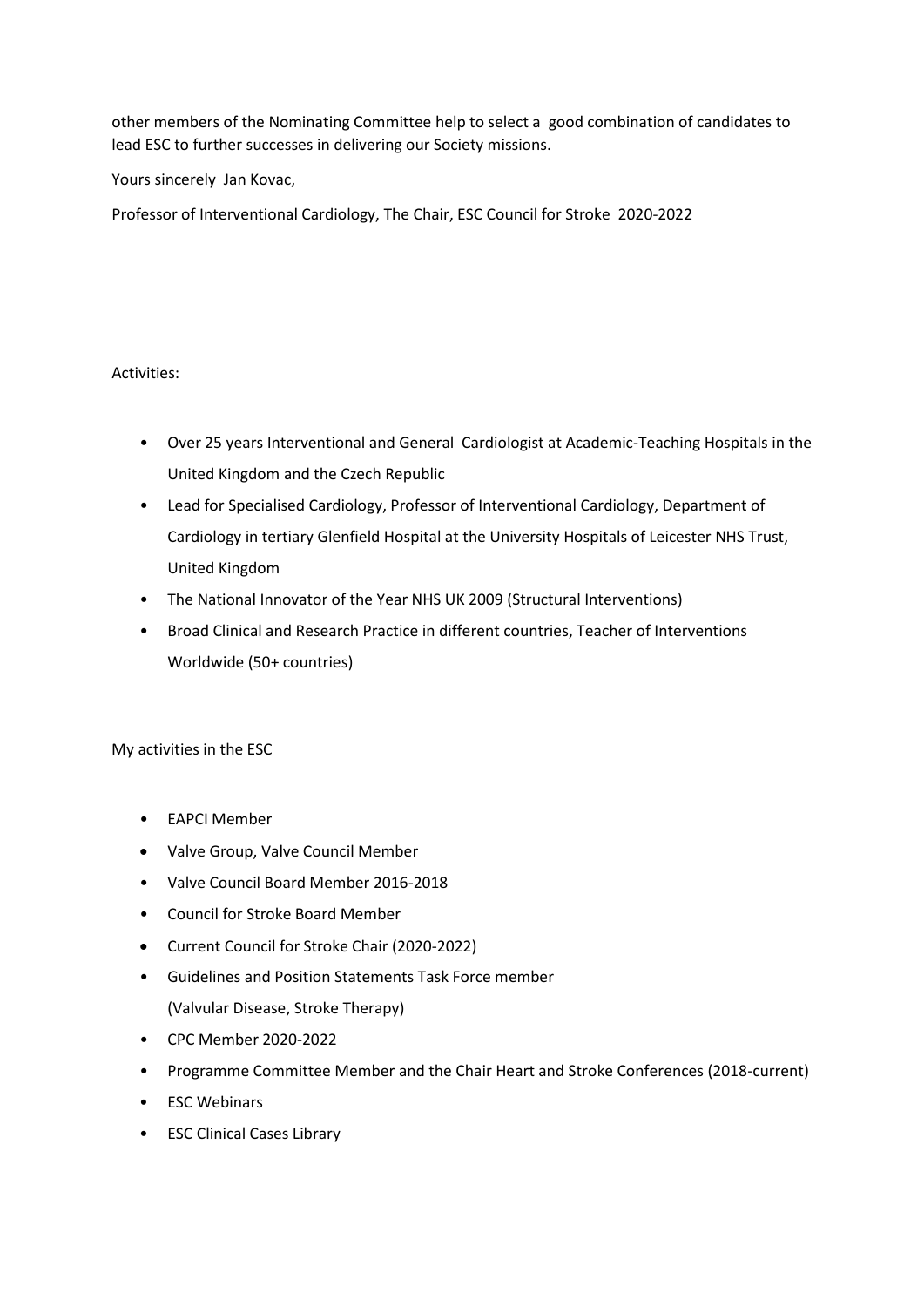other members of the Nominating Committee help to select a good combination of candidates to lead ESC to further successes in delivering our Society missions.

Yours sincerely Jan Kovac,

Professor of Interventional Cardiology, The Chair, ESC Council for Stroke 2020-2022

Activities:

- Over 25 years Interventional and General Cardiologist at Academic-Teaching Hospitals in the United Kingdom and the Czech Republic
- Lead for Specialised Cardiology, Professor of Interventional Cardiology, Department of Cardiology in tertiary Glenfield Hospital at the University Hospitals of Leicester NHS Trust, United Kingdom
- The National Innovator of the Year NHS UK 2009 (Structural Interventions)
- Broad Clinical and Research Practice in different countries, Teacher of Interventions Worldwide (50+ countries)

My activities in the ESC

- EAPCI Member
- Valve Group, Valve Council Member
- Valve Council Board Member 2016-2018
- Council for Stroke Board Member
- Current Council for Stroke Chair (2020-2022)
- Guidelines and Position Statements Task Force member (Valvular Disease, Stroke Therapy)
- CPC Member 2020-2022
- Programme Committee Member and the Chair Heart and Stroke Conferences (2018-current)
- ESC Webinars
- ESC Clinical Cases Library